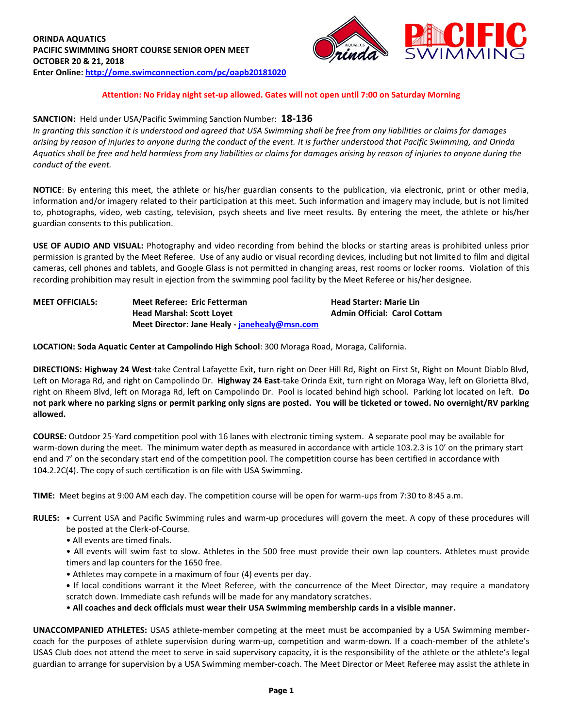**ORINDA AQUATICS**
**PACIFIC SWIMMING SHORT COURSE SENIOR OPEN MEET**
**OCTOBER 20 & 21, 2018**
**Enter Online: http://ome.swimconnection.com/pc/oapb20181020**

**Attention: No Friday night set-up allowed. Gates will not open until 7:00 on Saturday Morning**

**SANCTION:** Held under USA/Pacific Swimming Sanction Number: **18-136**
*In granting this sanction it is understood and agreed that USA Swimming shall be free from any liabilities or claims for damages arising by reason of injuries to anyone during the conduct of the event. It is further understood that Pacific Swimming, and Orinda Aquatics shall be free and held harmless from any liabilities or claims for damages arising by reason of injuries to anyone during the conduct of the event.*

**NOTICE**: By entering this meet, the athlete or his/her guardian consents to the publication, via electronic, print or other media, information and/or imagery related to their participation at this meet. Such information and imagery may include, but is not limited to, photographs, video, web casting, television, psych sheets and live meet results. By entering the meet, the athlete or his/her guardian consents to this publication.

**USE OF AUDIO AND VISUAL:** Photography and video recording from behind the blocks or starting areas is prohibited unless prior permission is granted by the Meet Referee. Use of any audio or visual recording devices, including but not limited to film and digital cameras, cell phones and tablets, and Google Glass is not permitted in changing areas, rest rooms or locker rooms. Violation of this recording prohibition may result in ejection from the swimming pool facility by the Meet Referee or his/her designee.

**MEET OFFICIALS:**
**Meet Referee: Eric Fetterman**
**Head Starter: Marie Lin**
**Head Marshal: Scott Loyet**
**Admin Official: Carol Cottam**
**Meet Director: Jane Healy - janehealy@msn.com**

**LOCATION: Soda Aquatic Center at Campolindo High School**: 300 Moraga Road, Moraga, California.

**DIRECTIONS: Highway 24 West**-take Central Lafayette Exit, turn right on Deer Hill Rd, Right on First St, Right on Mount Diablo Blvd, Left on Moraga Rd, and right on Campolindo Dr. **Highway 24 East**-take Orinda Exit, turn right on Moraga Way, left on Glorietta Blvd, right on Rheem Blvd, left on Moraga Rd, left on Campolindo Dr. Pool is located behind high school. Parking lot located on left. **Do not park where no parking signs or permit parking only signs are posted. You will be ticketed or towed. No overnight/RV parking allowed.**

**COURSE:** Outdoor 25-Yard competition pool with 16 lanes with electronic timing system. A separate pool may be available for warm-down during the meet. The minimum water depth as measured in accordance with article 103.2.3 is 10' on the primary start end and 7' on the secondary start end of the competition pool. The competition course has been certified in accordance with 104.2.2C(4). The copy of such certification is on file with USA Swimming.

**TIME:** Meet begins at 9:00 AM each day. The competition course will be open for warm-ups from 7:30 to 8:45 a.m.

**RULES:**
- Current USA and Pacific Swimming rules and warm-up procedures will govern the meet. A copy of these procedures will be posted at the Clerk-of-Course.
- All events are timed finals.
- All events will swim fast to slow. Athletes in the 500 free must provide their own lap counters. Athletes must provide timers and lap counters for the 1650 free.
- Athletes may compete in a maximum of four (4) events per day.
- If local conditions warrant it the Meet Referee, with the concurrence of the Meet Director, may require a mandatory scratch down. Immediate cash refunds will be made for any mandatory scratches.
- **All coaches and deck officials must wear their USA Swimming membership cards in a visible manner.**

**UNACCOMPANIED ATHLETES:** USAS athlete-member competing at the meet must be accompanied by a USA Swimming member-coach for the purposes of athlete supervision during warm-up, competition and warm-down. If a coach-member of the athlete's USAS Club does not attend the meet to serve in said supervisory capacity, it is the responsibility of the athlete or the athlete's legal guardian to arrange for supervision by a USA Swimming member-coach. The Meet Director or Meet Referee may assist the athlete in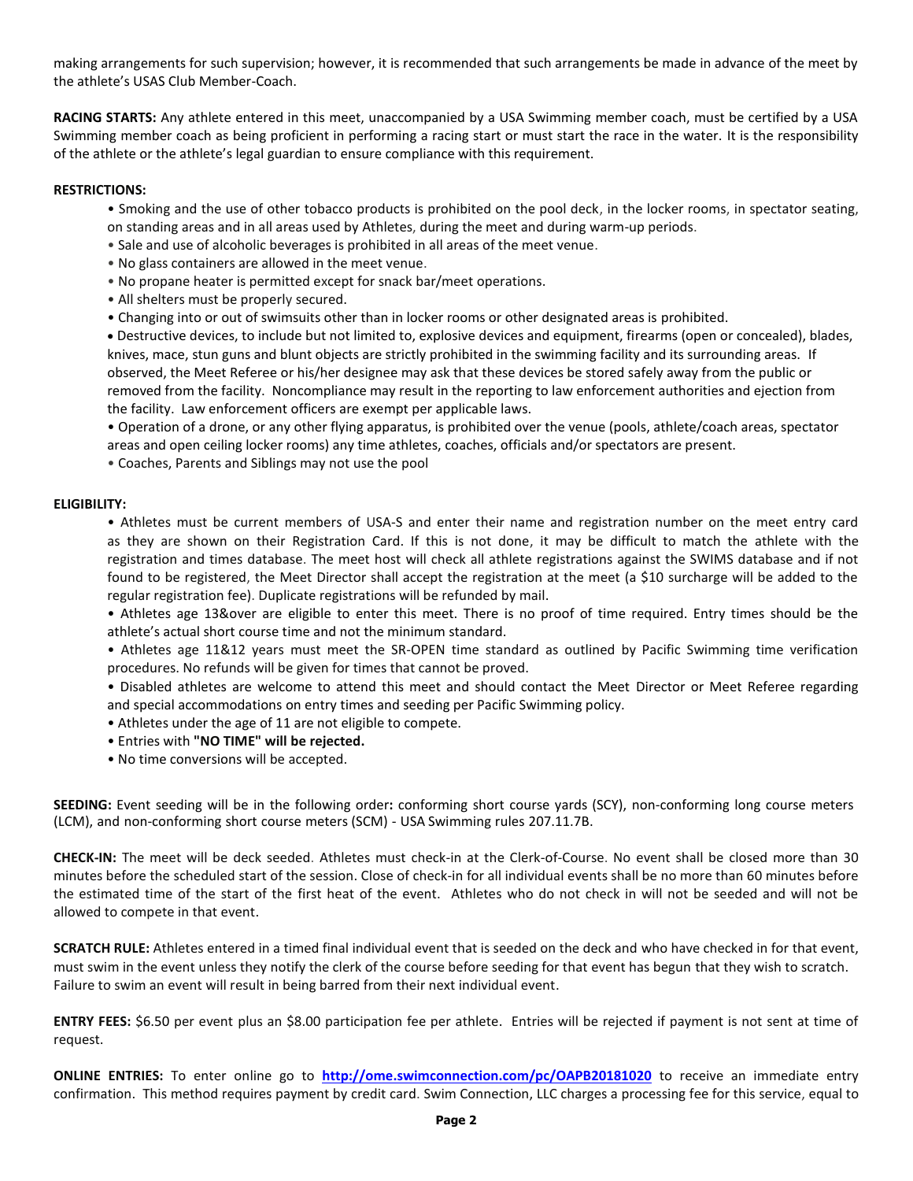making arrangements for such supervision; however, it is recommended that such arrangements be made in advance of the meet by the athlete's USAS Club Member-Coach.

**RACING STARTS:** Any athlete entered in this meet, unaccompanied by a USA Swimming member coach, must be certified by a USA Swimming member coach as being proficient in performing a racing start or must start the race in the water. It is the responsibility of the athlete or the athlete's legal guardian to ensure compliance with this requirement.

**RESTRICTIONS:**

- Smoking and the use of other tobacco products is prohibited on the pool deck, in the locker rooms, in spectator seating, on standing areas and in all areas used by Athletes, during the meet and during warm-up periods.
- Sale and use of alcoholic beverages is prohibited in all areas of the meet venue.
- No glass containers are allowed in the meet venue.
- No propane heater is permitted except for snack bar/meet operations.
- All shelters must be properly secured.
- Changing into or out of swimsuits other than in locker rooms or other designated areas is prohibited.
- Destructive devices, to include but not limited to, explosive devices and equipment, firearms (open or concealed), blades, knives, mace, stun guns and blunt objects are strictly prohibited in the swimming facility and its surrounding areas. If observed, the Meet Referee or his/her designee may ask that these devices be stored safely away from the public or removed from the facility. Noncompliance may result in the reporting to law enforcement authorities and ejection from the facility. Law enforcement officers are exempt per applicable laws.
- Operation of a drone, or any other flying apparatus, is prohibited over the venue (pools, athlete/coach areas, spectator areas and open ceiling locker rooms) any time athletes, coaches, officials and/or spectators are present.
- Coaches, Parents and Siblings may not use the pool

**ELIGIBILITY:**

- Athletes must be current members of USA-S and enter their name and registration number on the meet entry card as they are shown on their Registration Card. If this is not done, it may be difficult to match the athlete with the registration and times database. The meet host will check all athlete registrations against the SWIMS database and if not found to be registered, the Meet Director shall accept the registration at the meet (a $10 surcharge will be added to the regular registration fee). Duplicate registrations will be refunded by mail.
- Athletes age 13&over are eligible to enter this meet. There is no proof of time required. Entry times should be the athlete's actual short course time and not the minimum standard.
- Athletes age 11&12 years must meet the SR-OPEN time standard as outlined by Pacific Swimming time verification procedures. No refunds will be given for times that cannot be proved.
- Disabled athletes are welcome to attend this meet and should contact the Meet Director or Meet Referee regarding and special accommodations on entry times and seeding per Pacific Swimming policy.
- Athletes under the age of 11 are not eligible to compete.
- Entries with **"NO TIME" will be rejected.**
- No time conversions will be accepted.

**SEEDING:** Event seeding will be in the following order**:** conforming short course yards (SCY), non-conforming long course meters (LCM), and non-conforming short course meters (SCM) - USA Swimming rules 207.11.7B.

**CHECK-IN:** The meet will be deck seeded. Athletes must check-in at the Clerk-of-Course. No event shall be closed more than 30 minutes before the scheduled start of the session. Close of check-in for all individual events shall be no more than 60 minutes before the estimated time of the start of the first heat of the event. Athletes who do not check in will not be seeded and will not be allowed to compete in that event.

**SCRATCH RULE:** Athletes entered in a timed final individual event that is seeded on the deck and who have checked in for that event, must swim in the event unless they notify the clerk of the course before seeding for that event has begun that they wish to scratch. Failure to swim an event will result in being barred from their next individual event.

**ENTRY FEES:** $6.50 per event plus an $8.00 participation fee per athlete. Entries will be rejected if payment is not sent at time of request.

**ONLINE ENTRIES:** To enter online go to **http://ome.swimconnection.com/pc/OAPB20181020** to receive an immediate entry confirmation. This method requires payment by credit card. Swim Connection, LLC charges a processing fee for this service, equal to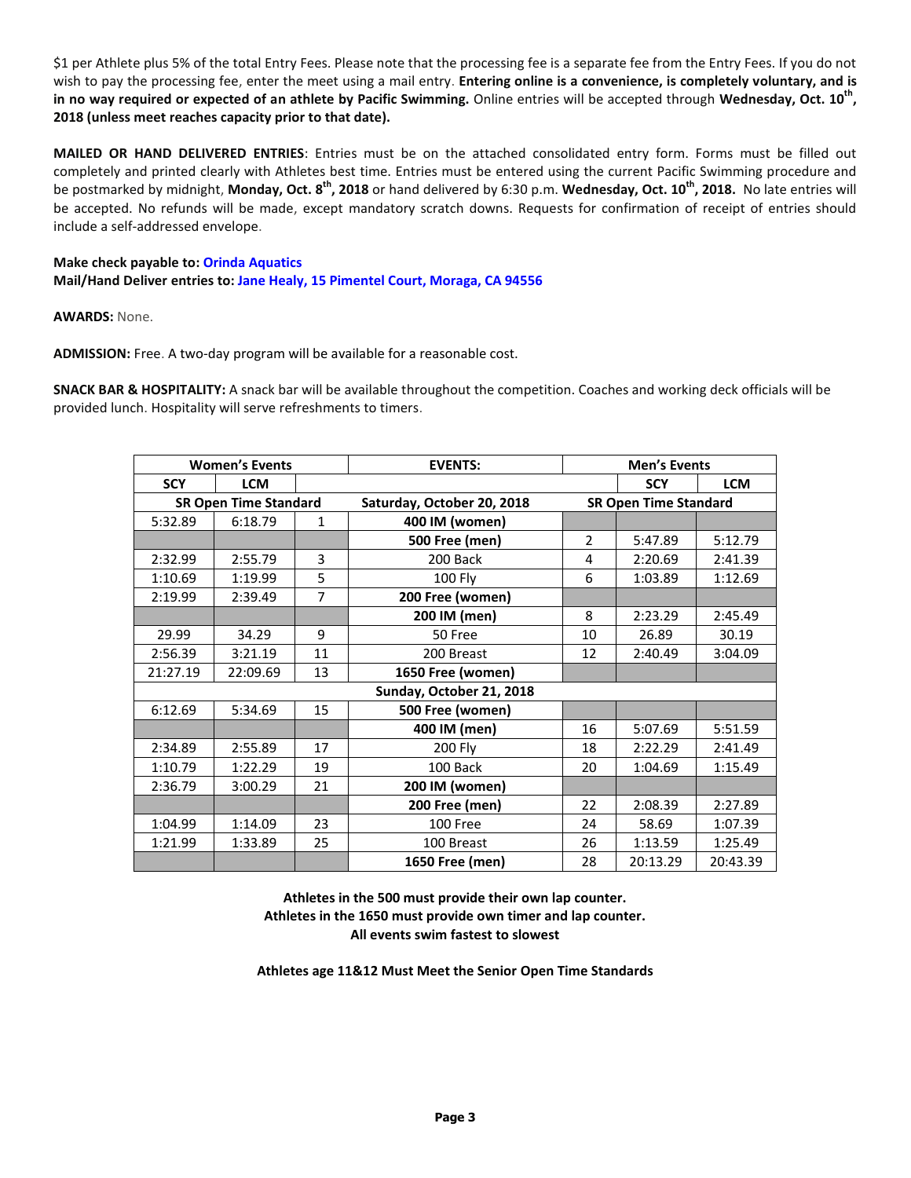$1 per Athlete plus 5% of the total Entry Fees. Please note that the processing fee is a separate fee from the Entry Fees. If you do not wish to pay the processing fee, enter the meet using a mail entry. **Entering online is a convenience, is completely voluntary, and is in no way required or expected of an athlete by Pacific Swimming.** Online entries will be accepted through **Wednesday, Oct. 10th, 2018 (unless meet reaches capacity prior to that date).**

**MAILED OR HAND DELIVERED ENTRIES**: Entries must be on the attached consolidated entry form. Forms must be filled out completely and printed clearly with Athletes best time. Entries must be entered using the current Pacific Swimming procedure and be postmarked by midnight, **Monday, Oct. 8th, 2018** or hand delivered by 6:30 p.m. **Wednesday, Oct. 10th, 2018.** No late entries will be accepted. No refunds will be made, except mandatory scratch downs. Requests for confirmation of receipt of entries should include a self-addressed envelope.

**Make check payable to: Orinda Aquatics**
**Mail/Hand Deliver entries to: Jane Healy, 15 Pimentel Court, Moraga, CA 94556**

**AWARDS:** None.

**ADMISSION:** Free. A two-day program will be available for a reasonable cost.

**SNACK BAR & HOSPITALITY:** A snack bar will be available throughout the competition. Coaches and working deck officials will be provided lunch. Hospitality will serve refreshments to timers.

| Women's Events | | | EVENTS: | Men's Events | | |
|---|---|---|---|---|---|---|
| SCY | LCM | | | | SCY | LCM |
| SR Open Time Standard | | | Saturday, October 20, 2018 | SR Open Time Standard | | |
| 5:32.89 | 6:18.79 | 1 | **400 IM (women)** | | | |
| | | | **500 Free (men)** | 2 | 5:47.89 | 5:12.79 |
| 2:32.99 | 2:55.79 | 3 | 200 Back | 4 | 2:20.69 | 2:41.39 |
| 1:10.69 | 1:19.99 | 5 | 100 Fly | 6 | 1:03.89 | 1:12.69 |
| 2:19.99 | 2:39.49 | 7 | **200 Free (women)** | | | |
| | | | **200 IM (men)** | 8 | 2:23.29 | 2:45.49 |
| 29.99 | 34.29 | 9 | 50 Free | 10 | 26.89 | 30.19 |
| 2:56.39 | 3:21.19 | 11 | 200 Breast | 12 | 2:40.49 | 3:04.09 |
| 21:27.19 | 22:09.69 | 13 | **1650 Free (women)** | | | |
| | | | **Sunday, October 21, 2018** | | | |
| 6:12.69 | 5:34.69 | 15 | **500 Free (women)** | | | |
| | | | **400 IM (men)** | 16 | 5:07.69 | 5:51.59 |
| 2:34.89 | 2:55.89 | 17 | 200 Fly | 18 | 2:22.29 | 2:41.49 |
| 1:10.79 | 1:22.29 | 19 | 100 Back | 20 | 1:04.69 | 1:15.49 |
| 2:36.79 | 3:00.29 | 21 | **200 IM (women)** | | | |
| | | | **200 Free (men)** | 22 | 2:08.39 | 2:27.89 |
| 1:04.99 | 1:14.09 | 23 | 100 Free | 24 | 58.69 | 1:07.39 |
| 1:21.99 | 1:33.89 | 25 | 100 Breast | 26 | 1:13.59 | 1:25.49 |
| | | | **1650 Free (men)** | 28 | 20:13.29 | 20:43.39 |

**Athletes in the 500 must provide their own lap counter.**
**Athletes in the 1650 must provide own timer and lap counter.**
**All events swim fastest to slowest**

**Athletes age 11&12 Must Meet the Senior Open Time Standards**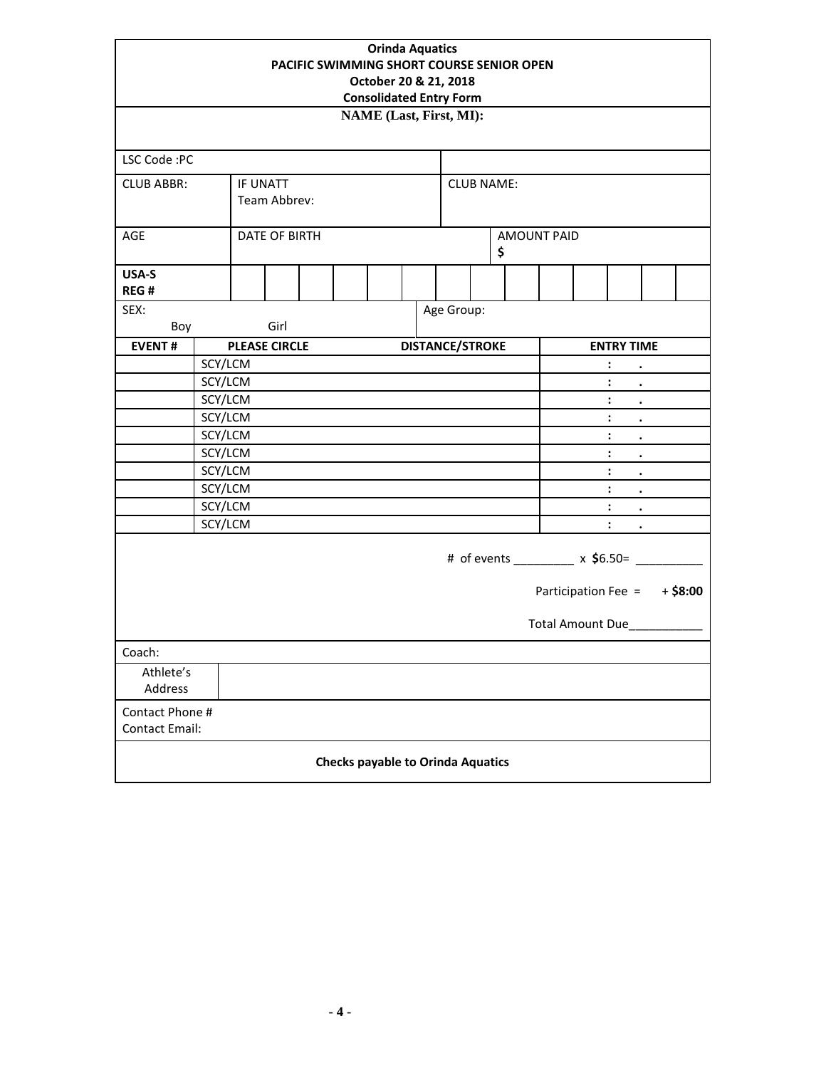**Orinda Aquatics**
**PACIFIC SWIMMING SHORT COURSE SENIOR OPEN**
**October 20 & 21, 2018**
**Consolidated Entry Form**

**NAME (Last, First, MI):**

| | | | |
|---|---|---|---|
| LSC Code :PC | | | |
| CLUB ABBR: | IF UNATT Team Abbrev: | CLUB NAME: | |
| AGE | DATE OF BIRTH | | AMOUNT PAID $ |

| | | | | | | | | | | | | | |
|---|---|---|---|---|---|---|---|---|---|---|---|---|---|
| **USA-S REG #** | | | | | | | | | | | | | |

| | |
|---|---|
| SEX: Boy Girl | Age Group: |

| **EVENT #** | **PLEASE CIRCLE** | **DISTANCE/STROKE** | **ENTRY TIME** |
|---|---|---|---|
| | SCY/LCM | | : . |
| | SCY/LCM | | : . |
| | SCY/LCM | | : . |
| | SCY/LCM | | : . |
| | SCY/LCM | | : . |
| | SCY/LCM | | : . |
| | SCY/LCM | | : . |
| | SCY/LCM | | : . |
| | SCY/LCM | | : . |
| | SCY/LCM | | : . |

# of events _________ x **$**6.50= __________

Participation Fee = + **$8:00**

Total Amount Due___________

| | |
|---|---|
| Coach: | |
| Athlete's Address | |
| Contact Phone # Contact Email: | |

**Checks payable to Orinda Aquatics**